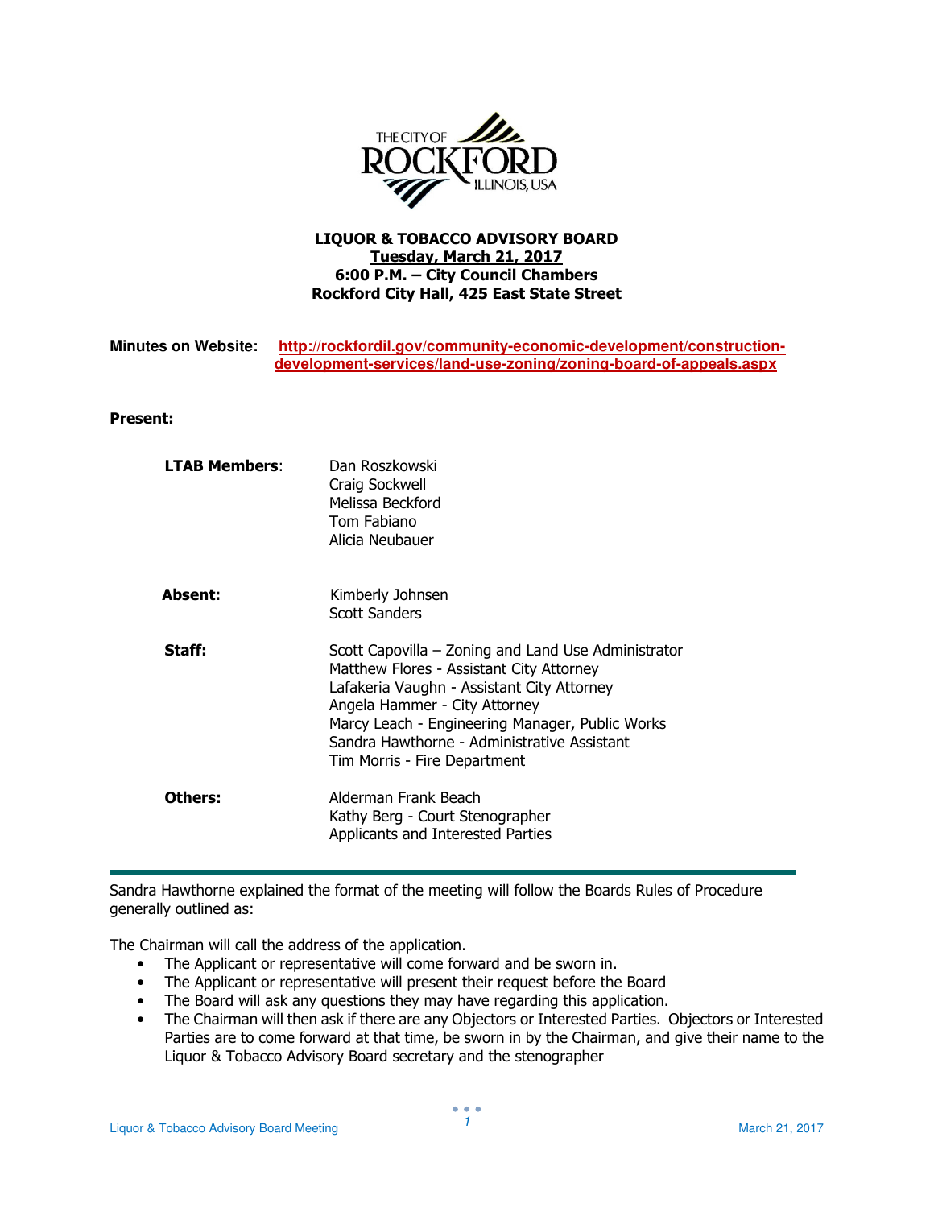THE CITY OF ROCKFORD ILLINOIS, USA

**LIQUOR & TOBACCO ADVISORY BOARD**
**Tuesday, March 21, 2017**
**6:00 P.M. – City Council Chambers**
**Rockford City Hall, 425 East State Street**

**Minutes on Website:** http://rockfordil.gov/community-economic-development/construction-development-services/land-use-zoning/zoning-board-of-appeals.aspx

**Present:**

| | |
|---|---|
| **LTAB Members**: | Dan Roszkowski<br>Craig Sockwell<br>Melissa Beckford<br>Tom Fabiano<br>Alicia Neubauer |
| **Absent:** | Kimberly Johnsen<br>Scott Sanders |
| **Staff:** | Scott Capovilla – Zoning and Land Use Administrator<br>Matthew Flores - Assistant City Attorney<br>Lafakeria Vaughn - Assistant City Attorney<br>Angela Hammer - City Attorney<br>Marcy Leach - Engineering Manager, Public Works<br>Sandra Hawthorne - Administrative Assistant<br>Tim Morris - Fire Department |
| **Others:** | Alderman Frank Beach<br>Kathy Berg - Court Stenographer<br>Applicants and Interested Parties |

---

Sandra Hawthorne explained the format of the meeting will follow the Boards Rules of Procedure generally outlined as:

The Chairman will call the address of the application.

- The Applicant or representative will come forward and be sworn in.
- The Applicant or representative will present their request before the Board
- The Board will ask any questions they may have regarding this application.
- The Chairman will then ask if there are any Objectors or Interested Parties. Objectors or Interested Parties are to come forward at that time, be sworn in by the Chairman, and give their name to the Liquor & Tobacco Advisory Board secretary and the stenographer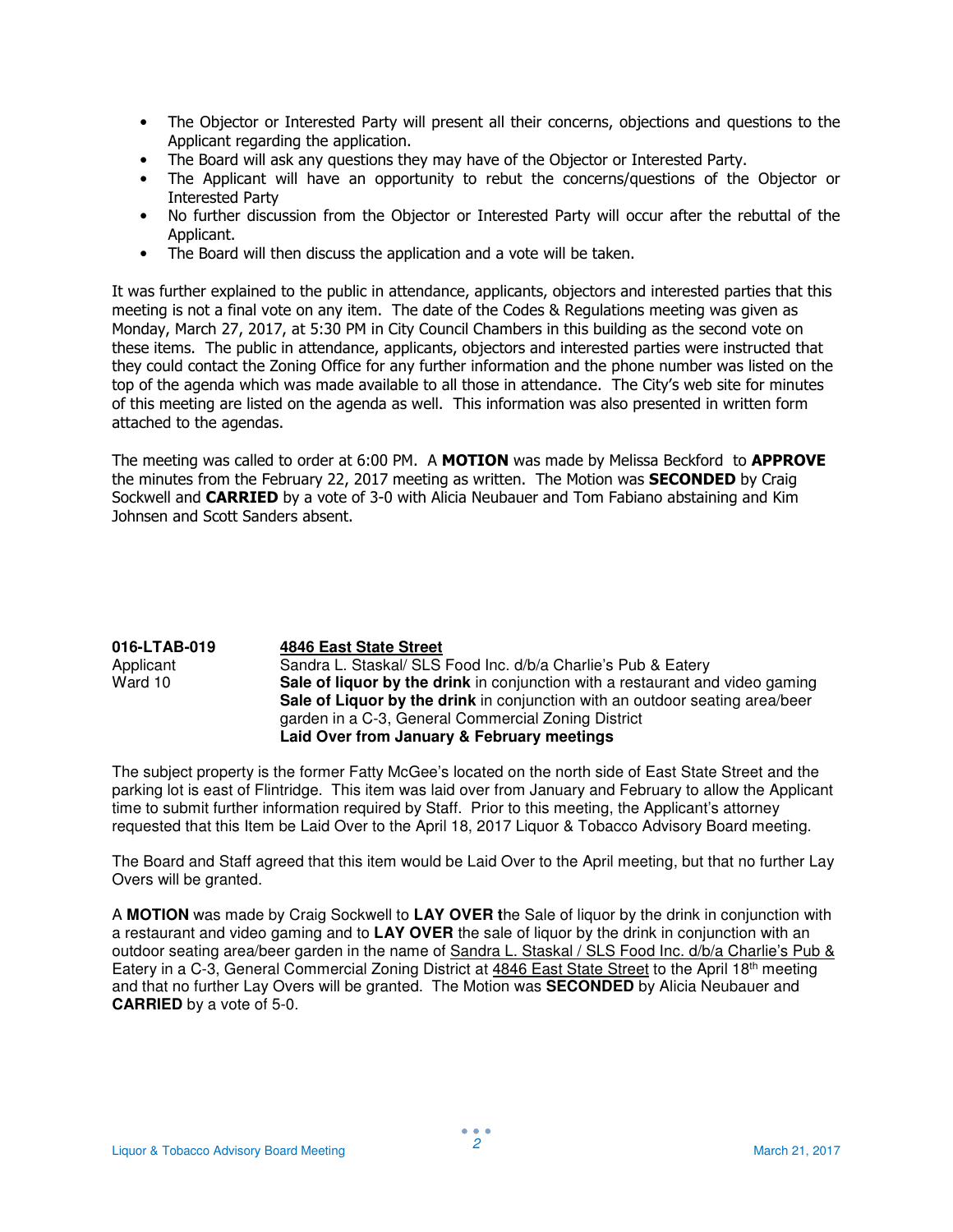- The Objector or Interested Party will present all their concerns, objections and questions to the Applicant regarding the application.
- The Board will ask any questions they may have of the Objector or Interested Party.
- The Applicant will have an opportunity to rebut the concerns/questions of the Objector or Interested Party
- No further discussion from the Objector or Interested Party will occur after the rebuttal of the Applicant.
- The Board will then discuss the application and a vote will be taken.

It was further explained to the public in attendance, applicants, objectors and interested parties that this meeting is not a final vote on any item. The date of the Codes & Regulations meeting was given as Monday, March 27, 2017, at 5:30 PM in City Council Chambers in this building as the second vote on these items. The public in attendance, applicants, objectors and interested parties were instructed that they could contact the Zoning Office for any further information and the phone number was listed on the top of the agenda which was made available to all those in attendance. The City's web site for minutes of this meeting are listed on the agenda as well. This information was also presented in written form attached to the agendas.

The meeting was called to order at 6:00 PM. A **MOTION** was made by Melissa Beckford to **APPROVE** the minutes from the February 22, 2017 meeting as written. The Motion was **SECONDED** by Craig Sockwell and **CARRIED** by a vote of 3-0 with Alicia Neubauer and Tom Fabiano abstaining and Kim Johnsen and Scott Sanders absent.

**016-LTAB-019** — **4846 East State Street**
Applicant — Sandra L. Staskal/ SLS Food Inc. d/b/a Charlie's Pub & Eatery
Ward 10 — **Sale of liquor by the drink** in conjunction with a restaurant and video gaming
**Sale of Liquor by the drink** in conjunction with an outdoor seating area/beer garden in a C-3, General Commercial Zoning District
**Laid Over from January & February meetings**

The subject property is the former Fatty McGee's located on the north side of East State Street and the parking lot is east of Flintridge. This item was laid over from January and February to allow the Applicant time to submit further information required by Staff. Prior to this meeting, the Applicant's attorney requested that this Item be Laid Over to the April 18, 2017 Liquor & Tobacco Advisory Board meeting.

The Board and Staff agreed that this item would be Laid Over to the April meeting, but that no further Lay Overs will be granted.

A **MOTION** was made by Craig Sockwell to **LAY OVER t**he Sale of liquor by the drink in conjunction with a restaurant and video gaming and to **LAY OVER** the sale of liquor by the drink in conjunction with an outdoor seating area/beer garden in the name of Sandra L. Staskal / SLS Food Inc. d/b/a Charlie's Pub & Eatery in a C-3, General Commercial Zoning District at 4846 East State Street to the April 18th meeting and that no further Lay Overs will be granted. The Motion was **SECONDED** by Alicia Neubauer and **CARRIED** by a vote of 5-0.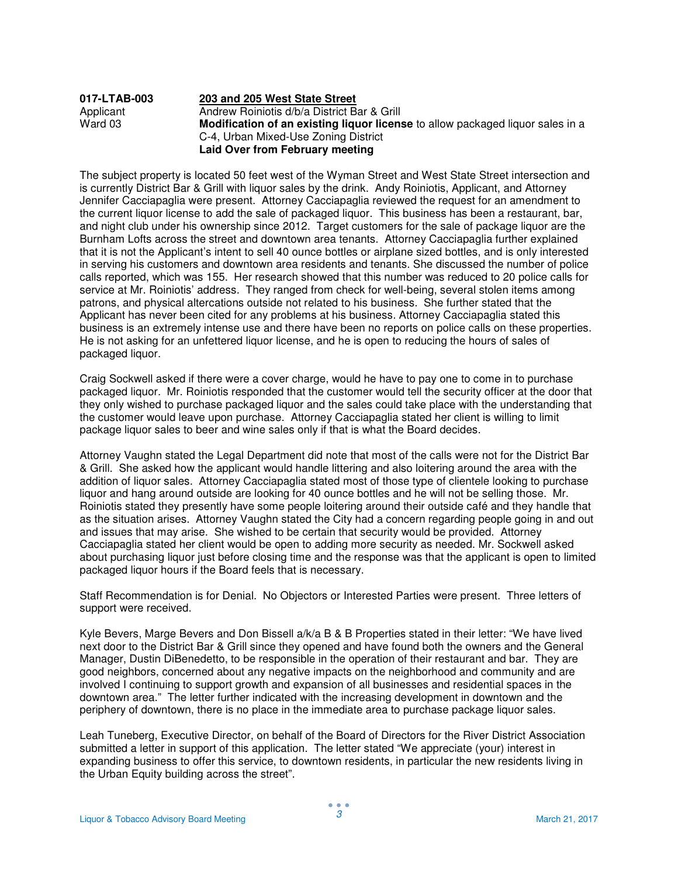| | |
|---|---|
| **017-LTAB-003** | **203 and 205 West State Street** |
| Applicant | Andrew Roiniotis d/b/a District Bar & Grill |
| Ward 03 | **Modification of an existing liquor license** to allow packaged liquor sales in a C-4, Urban Mixed-Use Zoning District |
| | **Laid Over from February meeting** |

The subject property is located 50 feet west of the Wyman Street and West State Street intersection and is currently District Bar & Grill with liquor sales by the drink. Andy Roiniotis, Applicant, and Attorney Jennifer Cacciapaglia were present. Attorney Cacciapaglia reviewed the request for an amendment to the current liquor license to add the sale of packaged liquor. This business has been a restaurant, bar, and night club under his ownership since 2012. Target customers for the sale of package liquor are the Burnham Lofts across the street and downtown area tenants. Attorney Cacciapaglia further explained that it is not the Applicant's intent to sell 40 ounce bottles or airplane sized bottles, and is only interested in serving his customers and downtown area residents and tenants. She discussed the number of police calls reported, which was 155. Her research showed that this number was reduced to 20 police calls for service at Mr. Roiniotis' address. They ranged from check for well-being, several stolen items among patrons, and physical altercations outside not related to his business. She further stated that the Applicant has never been cited for any problems at his business. Attorney Cacciapaglia stated this business is an extremely intense use and there have been no reports on police calls on these properties. He is not asking for an unfettered liquor license, and he is open to reducing the hours of sales of packaged liquor.

Craig Sockwell asked if there were a cover charge, would he have to pay one to come in to purchase packaged liquor. Mr. Roiniotis responded that the customer would tell the security officer at the door that they only wished to purchase packaged liquor and the sales could take place with the understanding that the customer would leave upon purchase. Attorney Cacciapaglia stated her client is willing to limit package liquor sales to beer and wine sales only if that is what the Board decides.

Attorney Vaughn stated the Legal Department did note that most of the calls were not for the District Bar & Grill. She asked how the applicant would handle littering and also loitering around the area with the addition of liquor sales. Attorney Cacciapaglia stated most of those type of clientele looking to purchase liquor and hang around outside are looking for 40 ounce bottles and he will not be selling those. Mr. Roiniotis stated they presently have some people loitering around their outside café and they handle that as the situation arises. Attorney Vaughn stated the City had a concern regarding people going in and out and issues that may arise. She wished to be certain that security would be provided. Attorney Cacciapaglia stated her client would be open to adding more security as needed. Mr. Sockwell asked about purchasing liquor just before closing time and the response was that the applicant is open to limited packaged liquor hours if the Board feels that is necessary.

Staff Recommendation is for Denial. No Objectors or Interested Parties were present. Three letters of support were received.

Kyle Bevers, Marge Bevers and Don Bissell a/k/a B & B Properties stated in their letter: "We have lived next door to the District Bar & Grill since they opened and have found both the owners and the General Manager, Dustin DiBenedetto, to be responsible in the operation of their restaurant and bar. They are good neighbors, concerned about any negative impacts on the neighborhood and community and are involved I continuing to support growth and expansion of all businesses and residential spaces in the downtown area." The letter further indicated with the increasing development in downtown and the periphery of downtown, there is no place in the immediate area to purchase package liquor sales.

Leah Tuneberg, Executive Director, on behalf of the Board of Directors for the River District Association submitted a letter in support of this application. The letter stated "We appreciate (your) interest in expanding business to offer this service, to downtown residents, in particular the new residents living in the Urban Equity building across the street".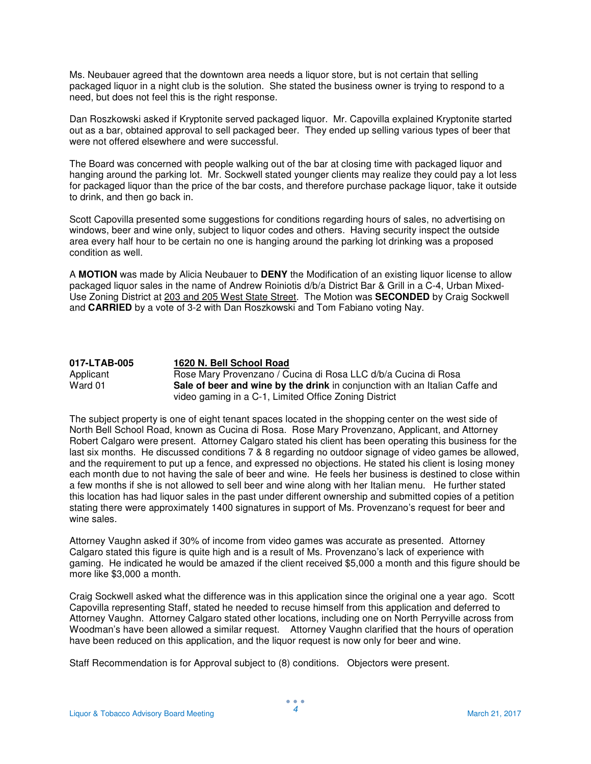Ms. Neubauer agreed that the downtown area needs a liquor store, but is not certain that selling packaged liquor in a night club is the solution. She stated the business owner is trying to respond to a need, but does not feel this is the right response.

Dan Roszkowski asked if Kryptonite served packaged liquor. Mr. Capovilla explained Kryptonite started out as a bar, obtained approval to sell packaged beer. They ended up selling various types of beer that were not offered elsewhere and were successful.

The Board was concerned with people walking out of the bar at closing time with packaged liquor and hanging around the parking lot. Mr. Sockwell stated younger clients may realize they could pay a lot less for packaged liquor than the price of the bar costs, and therefore purchase package liquor, take it outside to drink, and then go back in.

Scott Capovilla presented some suggestions for conditions regarding hours of sales, no advertising on windows, beer and wine only, subject to liquor codes and others. Having security inspect the outside area every half hour to be certain no one is hanging around the parking lot drinking was a proposed condition as well.

A **MOTION** was made by Alicia Neubauer to **DENY** the Modification of an existing liquor license to allow packaged liquor sales in the name of Andrew Roiniotis d/b/a District Bar & Grill in a C-4, Urban Mixed-Use Zoning District at 203 and 205 West State Street. The Motion was **SECONDED** by Craig Sockwell and **CARRIED** by a vote of 3-2 with Dan Roszkowski and Tom Fabiano voting Nay.

| **017-LTAB-005** | **1620 N. Bell School Road** |
|---|---|
| Applicant | Rose Mary Provenzano / Cucina di Rosa LLC d/b/a Cucina di Rosa |
| Ward 01 | **Sale of beer and wine by the drink** in conjunction with an Italian Caffe and video gaming in a C-1, Limited Office Zoning District |

The subject property is one of eight tenant spaces located in the shopping center on the west side of North Bell School Road, known as Cucina di Rosa. Rose Mary Provenzano, Applicant, and Attorney Robert Calgaro were present. Attorney Calgaro stated his client has been operating this business for the last six months. He discussed conditions 7 & 8 regarding no outdoor signage of video games be allowed, and the requirement to put up a fence, and expressed no objections. He stated his client is losing money each month due to not having the sale of beer and wine. He feels her business is destined to close within a few months if she is not allowed to sell beer and wine along with her Italian menu. He further stated this location has had liquor sales in the past under different ownership and submitted copies of a petition stating there were approximately 1400 signatures in support of Ms. Provenzano's request for beer and wine sales.

Attorney Vaughn asked if 30% of income from video games was accurate as presented. Attorney Calgaro stated this figure is quite high and is a result of Ms. Provenzano's lack of experience with gaming. He indicated he would be amazed if the client received $5,000 a month and this figure should be more like $3,000 a month.

Craig Sockwell asked what the difference was in this application since the original one a year ago. Scott Capovilla representing Staff, stated he needed to recuse himself from this application and deferred to Attorney Vaughn. Attorney Calgaro stated other locations, including one on North Perryville across from Woodman's have been allowed a similar request. Attorney Vaughn clarified that the hours of operation have been reduced on this application, and the liquor request is now only for beer and wine.

Staff Recommendation is for Approval subject to (8) conditions. Objectors were present.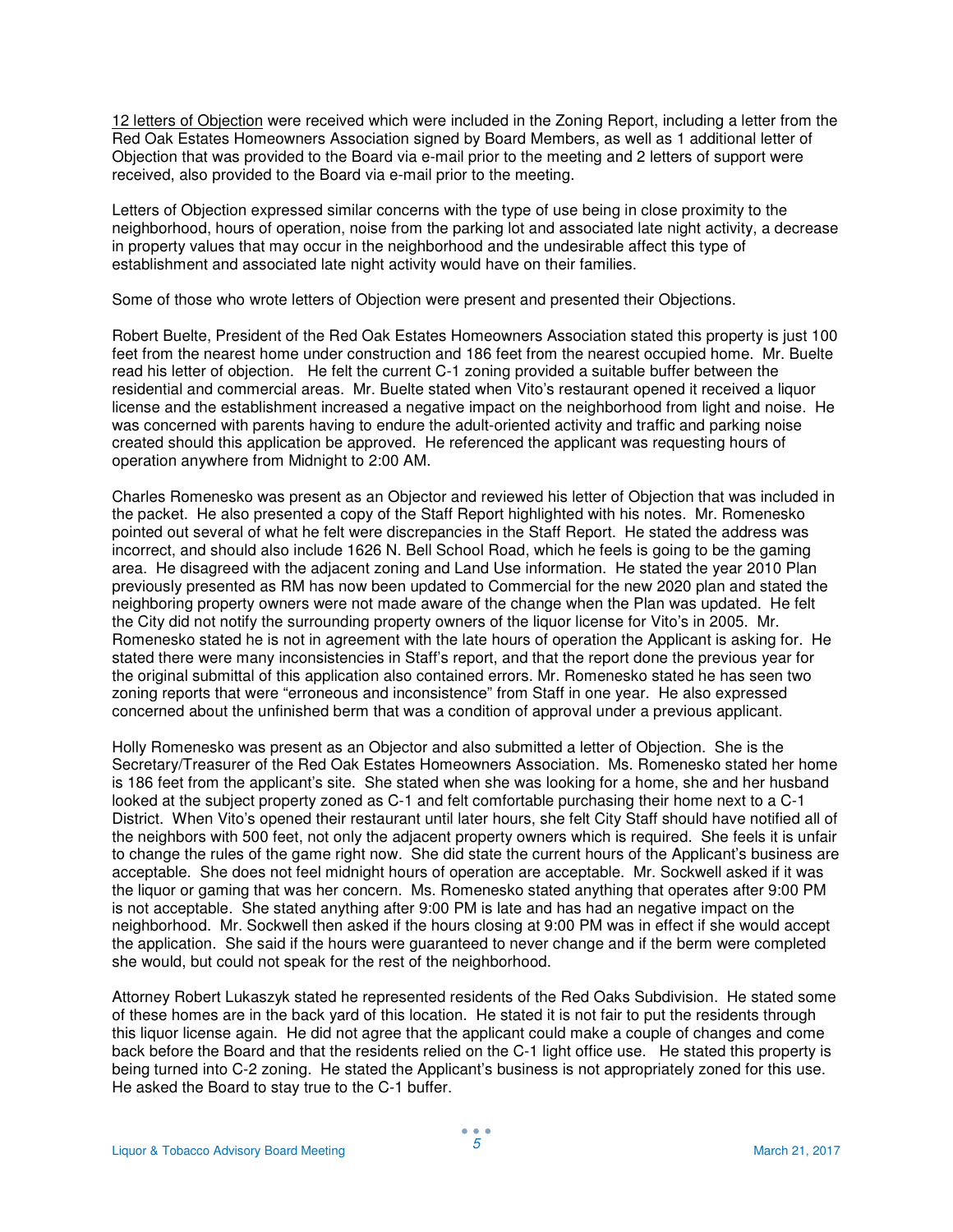12 letters of Objection were received which were included in the Zoning Report, including a letter from the Red Oak Estates Homeowners Association signed by Board Members, as well as 1 additional letter of Objection that was provided to the Board via e-mail prior to the meeting and 2 letters of support were received, also provided to the Board via e-mail prior to the meeting.

Letters of Objection expressed similar concerns with the type of use being in close proximity to the neighborhood, hours of operation, noise from the parking lot and associated late night activity, a decrease in property values that may occur in the neighborhood and the undesirable affect this type of establishment and associated late night activity would have on their families.

Some of those who wrote letters of Objection were present and presented their Objections.

Robert Buelte, President of the Red Oak Estates Homeowners Association stated this property is just 100 feet from the nearest home under construction and 186 feet from the nearest occupied home. Mr. Buelte read his letter of objection. He felt the current C-1 zoning provided a suitable buffer between the residential and commercial areas. Mr. Buelte stated when Vito's restaurant opened it received a liquor license and the establishment increased a negative impact on the neighborhood from light and noise. He was concerned with parents having to endure the adult-oriented activity and traffic and parking noise created should this application be approved. He referenced the applicant was requesting hours of operation anywhere from Midnight to 2:00 AM.

Charles Romenesko was present as an Objector and reviewed his letter of Objection that was included in the packet. He also presented a copy of the Staff Report highlighted with his notes. Mr. Romenesko pointed out several of what he felt were discrepancies in the Staff Report. He stated the address was incorrect, and should also include 1626 N. Bell School Road, which he feels is going to be the gaming area. He disagreed with the adjacent zoning and Land Use information. He stated the year 2010 Plan previously presented as RM has now been updated to Commercial for the new 2020 plan and stated the neighboring property owners were not made aware of the change when the Plan was updated. He felt the City did not notify the surrounding property owners of the liquor license for Vito's in 2005. Mr. Romenesko stated he is not in agreement with the late hours of operation the Applicant is asking for. He stated there were many inconsistencies in Staff's report, and that the report done the previous year for the original submittal of this application also contained errors. Mr. Romenesko stated he has seen two zoning reports that were "erroneous and inconsistence" from Staff in one year. He also expressed concerned about the unfinished berm that was a condition of approval under a previous applicant.

Holly Romenesko was present as an Objector and also submitted a letter of Objection. She is the Secretary/Treasurer of the Red Oak Estates Homeowners Association. Ms. Romenesko stated her home is 186 feet from the applicant's site. She stated when she was looking for a home, she and her husband looked at the subject property zoned as C-1 and felt comfortable purchasing their home next to a C-1 District. When Vito's opened their restaurant until later hours, she felt City Staff should have notified all of the neighbors with 500 feet, not only the adjacent property owners which is required. She feels it is unfair to change the rules of the game right now. She did state the current hours of the Applicant's business are acceptable. She does not feel midnight hours of operation are acceptable. Mr. Sockwell asked if it was the liquor or gaming that was her concern. Ms. Romenesko stated anything that operates after 9:00 PM is not acceptable. She stated anything after 9:00 PM is late and has had an negative impact on the neighborhood. Mr. Sockwell then asked if the hours closing at 9:00 PM was in effect if she would accept the application. She said if the hours were guaranteed to never change and if the berm were completed she would, but could not speak for the rest of the neighborhood.

Attorney Robert Lukaszyk stated he represented residents of the Red Oaks Subdivision. He stated some of these homes are in the back yard of this location. He stated it is not fair to put the residents through this liquor license again. He did not agree that the applicant could make a couple of changes and come back before the Board and that the residents relied on the C-1 light office use. He stated this property is being turned into C-2 zoning. He stated the Applicant's business is not appropriately zoned for this use. He asked the Board to stay true to the C-1 buffer.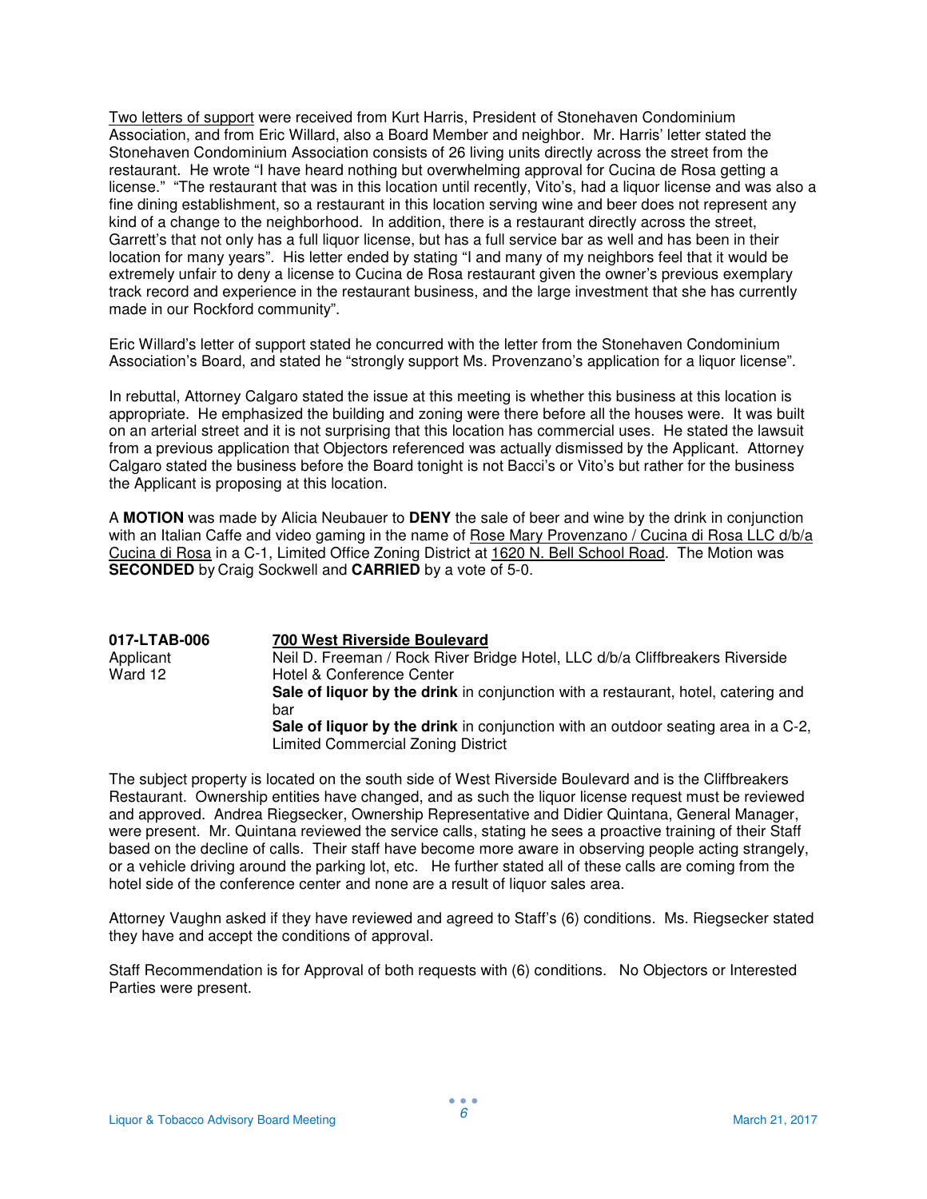Two letters of support were received from Kurt Harris, President of Stonehaven Condominium Association, and from Eric Willard, also a Board Member and neighbor. Mr. Harris' letter stated the Stonehaven Condominium Association consists of 26 living units directly across the street from the restaurant. He wrote "I have heard nothing but overwhelming approval for Cucina de Rosa getting a license." "The restaurant that was in this location until recently, Vito's, had a liquor license and was also a fine dining establishment, so a restaurant in this location serving wine and beer does not represent any kind of a change to the neighborhood. In addition, there is a restaurant directly across the street, Garrett's that not only has a full liquor license, but has a full service bar as well and has been in their location for many years". His letter ended by stating "I and many of my neighbors feel that it would be extremely unfair to deny a license to Cucina de Rosa restaurant given the owner's previous exemplary track record and experience in the restaurant business, and the large investment that she has currently made in our Rockford community".

Eric Willard's letter of support stated he concurred with the letter from the Stonehaven Condominium Association's Board, and stated he "strongly support Ms. Provenzano's application for a liquor license".

In rebuttal, Attorney Calgaro stated the issue at this meeting is whether this business at this location is appropriate. He emphasized the building and zoning were there before all the houses were. It was built on an arterial street and it is not surprising that this location has commercial uses. He stated the lawsuit from a previous application that Objectors referenced was actually dismissed by the Applicant. Attorney Calgaro stated the business before the Board tonight is not Bacci's or Vito's but rather for the business the Applicant is proposing at this location.

A **MOTION** was made by Alicia Neubauer to **DENY** the sale of beer and wine by the drink in conjunction with an Italian Caffe and video gaming in the name of Rose Mary Provenzano / Cucina di Rosa LLC d/b/a Cucina di Rosa in a C-1, Limited Office Zoning District at 1620 N. Bell School Road. The Motion was **SECONDED** by Craig Sockwell and **CARRIED** by a vote of 5-0.

**017-LTAB-006** — **700 West Riverside Boulevard**

Applicant — Neil D. Freeman / Rock River Bridge Hotel, LLC d/b/a Cliffbreakers Riverside Hotel & Conference Center

Ward 12

**Sale of liquor by the drink** in conjunction with a restaurant, hotel, catering and bar

**Sale of liquor by the drink** in conjunction with an outdoor seating area in a C-2, Limited Commercial Zoning District

The subject property is located on the south side of West Riverside Boulevard and is the Cliffbreakers Restaurant. Ownership entities have changed, and as such the liquor license request must be reviewed and approved. Andrea Riegsecker, Ownership Representative and Didier Quintana, General Manager, were present. Mr. Quintana reviewed the service calls, stating he sees a proactive training of their Staff based on the decline of calls. Their staff have become more aware in observing people acting strangely, or a vehicle driving around the parking lot, etc. He further stated all of these calls are coming from the hotel side of the conference center and none are a result of liquor sales area.

Attorney Vaughn asked if they have reviewed and agreed to Staff's (6) conditions. Ms. Riegsecker stated they have and accept the conditions of approval.

Staff Recommendation is for Approval of both requests with (6) conditions. No Objectors or Interested Parties were present.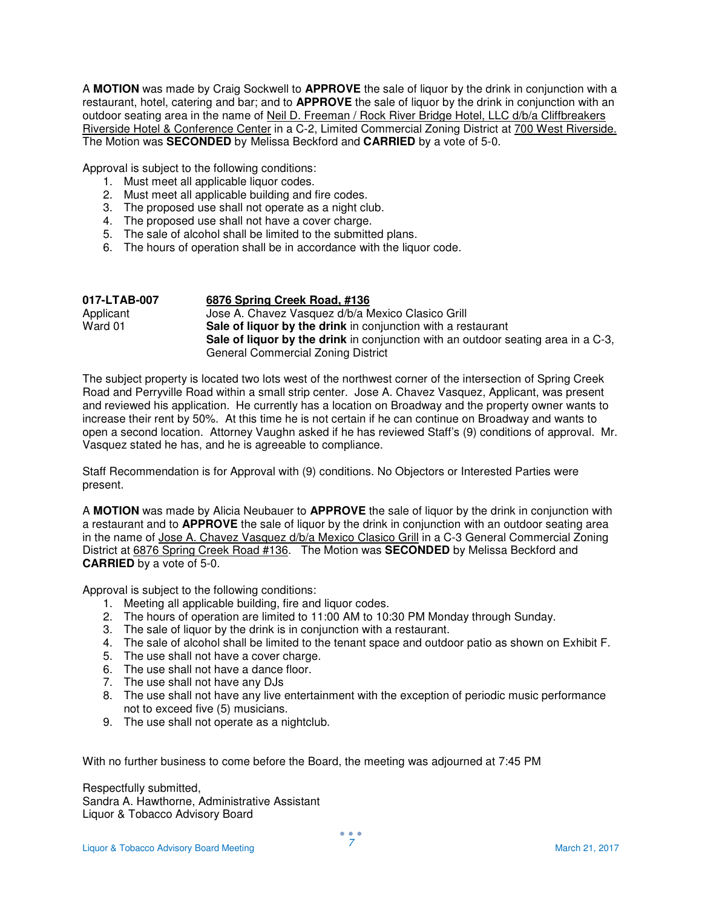A **MOTION** was made by Craig Sockwell to **APPROVE** the sale of liquor by the drink in conjunction with a restaurant, hotel, catering and bar; and to **APPROVE** the sale of liquor by the drink in conjunction with an outdoor seating area in the name of Neil D. Freeman / Rock River Bridge Hotel, LLC d/b/a Cliffbreakers Riverside Hotel & Conference Center in a C-2, Limited Commercial Zoning District at 700 West Riverside. The Motion was **SECONDED** by Melissa Beckford and **CARRIED** by a vote of 5-0.

Approval is subject to the following conditions:

1. Must meet all applicable liquor codes.
2. Must meet all applicable building and fire codes.
3. The proposed use shall not operate as a night club.
4. The proposed use shall not have a cover charge.
5. The sale of alcohol shall be limited to the submitted plans.
6. The hours of operation shall be in accordance with the liquor code.

**017-LTAB-007** **6876 Spring Creek Road, #136**
Applicant Jose A. Chavez Vasquez d/b/a Mexico Clasico Grill
Ward 01 **Sale of liquor by the drink** in conjunction with a restaurant
**Sale of liquor by the drink** in conjunction with an outdoor seating area in a C-3, General Commercial Zoning District

The subject property is located two lots west of the northwest corner of the intersection of Spring Creek Road and Perryville Road within a small strip center. Jose A. Chavez Vasquez, Applicant, was present and reviewed his application. He currently has a location on Broadway and the property owner wants to increase their rent by 50%. At this time he is not certain if he can continue on Broadway and wants to open a second location. Attorney Vaughn asked if he has reviewed Staff's (9) conditions of approval. Mr. Vasquez stated he has, and he is agreeable to compliance.

Staff Recommendation is for Approval with (9) conditions. No Objectors or Interested Parties were present.

A **MOTION** was made by Alicia Neubauer to **APPROVE** the sale of liquor by the drink in conjunction with a restaurant and to **APPROVE** the sale of liquor by the drink in conjunction with an outdoor seating area in the name of Jose A. Chavez Vasquez d/b/a Mexico Clasico Grill in a C-3 General Commercial Zoning District at 6876 Spring Creek Road #136. The Motion was **SECONDED** by Melissa Beckford and **CARRIED** by a vote of 5-0.

Approval is subject to the following conditions:

1. Meeting all applicable building, fire and liquor codes.
2. The hours of operation are limited to 11:00 AM to 10:30 PM Monday through Sunday.
3. The sale of liquor by the drink is in conjunction with a restaurant.
4. The sale of alcohol shall be limited to the tenant space and outdoor patio as shown on Exhibit F.
5. The use shall not have a cover charge.
6. The use shall not have a dance floor.
7. The use shall not have any DJs
8. The use shall not have any live entertainment with the exception of periodic music performance not to exceed five (5) musicians.
9. The use shall not operate as a nightclub.

With no further business to come before the Board, the meeting was adjourned at 7:45 PM

Respectfully submitted,
Sandra A. Hawthorne, Administrative Assistant
Liquor & Tobacco Advisory Board